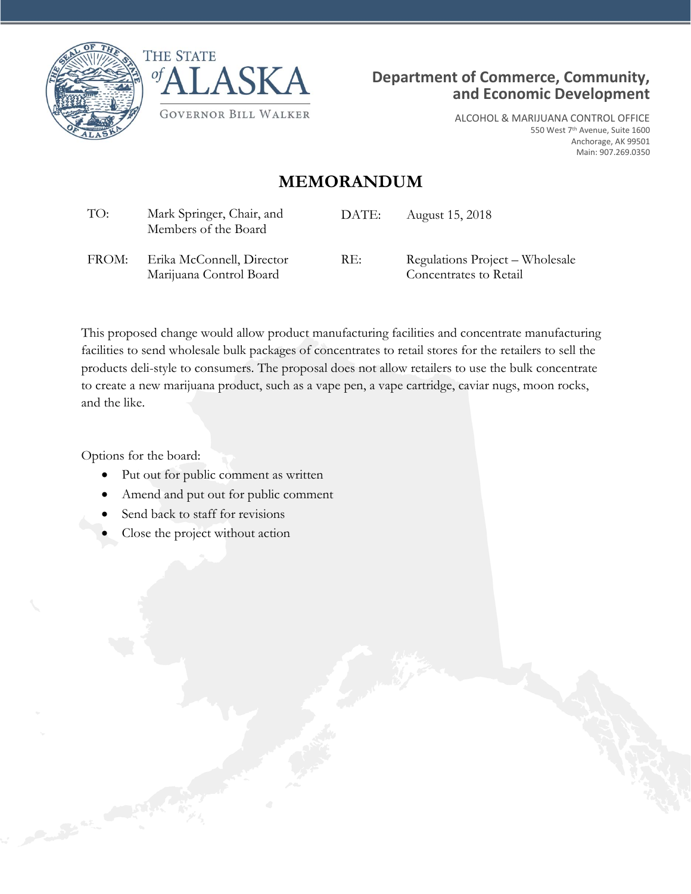THE STATE of ALASKA

GOVERNOR BILL WALKER

**Department of Commerce, Community, and Economic Development**

ALCOHOL & MARIJUANA CONTROL OFFICE
550 West 7th Avenue, Suite 1600
Anchorage, AK 99501
Main: 907.269.0350

# MEMORANDUM

| | | | |
|---|---|---|---|
| TO: | Mark Springer, Chair, and Members of the Board | DATE: | August 15, 2018 |
| FROM: | Erika McConnell, Director Marijuana Control Board | RE: | Regulations Project – Wholesale Concentrates to Retail |

This proposed change would allow product manufacturing facilities and concentrate manufacturing facilities to send wholesale bulk packages of concentrates to retail stores for the retailers to sell the products deli-style to consumers. The proposal does not allow retailers to use the bulk concentrate to create a new marijuana product, such as a vape pen, a vape cartridge, caviar nugs, moon rocks, and the like.

Options for the board:

- Put out for public comment as written
- Amend and put out for public comment
- Send back to staff for revisions
- Close the project without action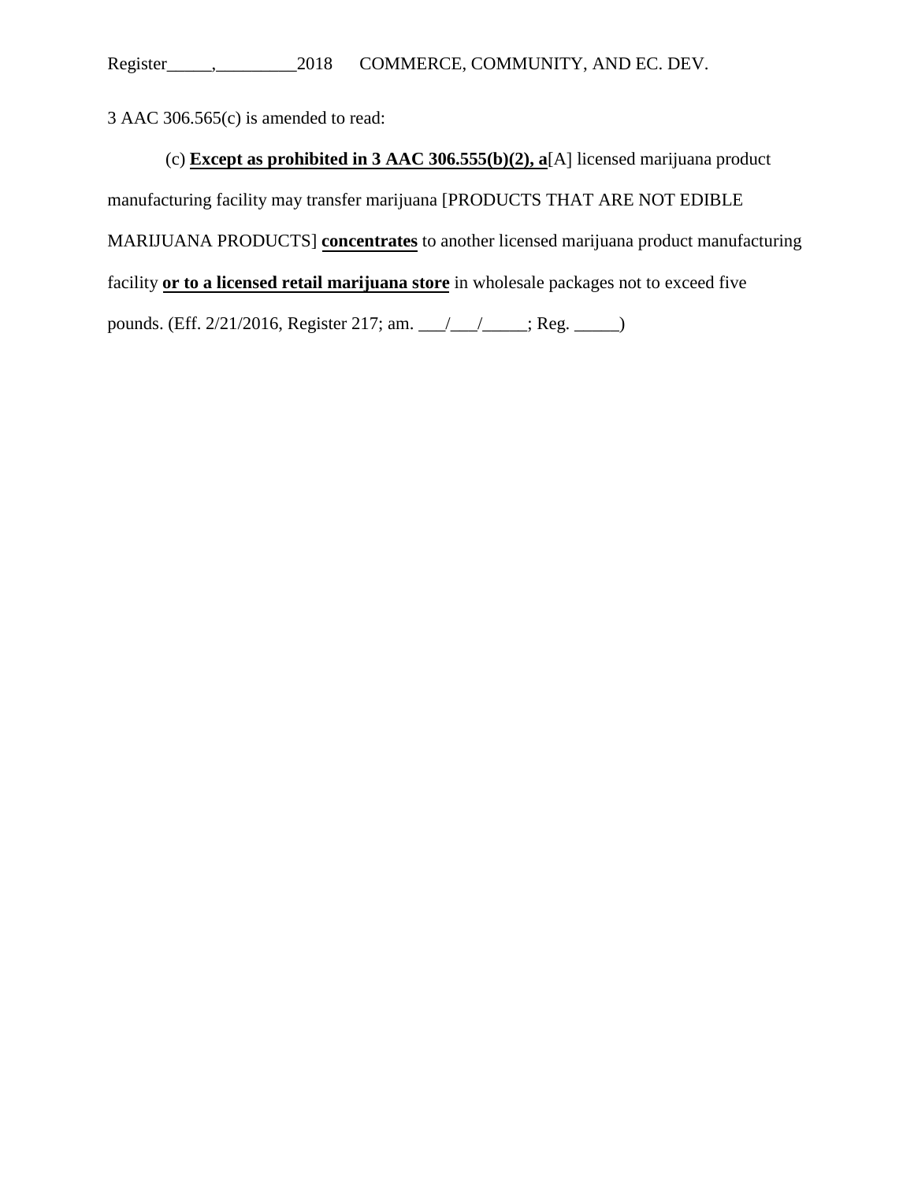3 AAC 306.565(c) is amended to read:

(c) **Except as prohibited in 3 AAC 306.555(b)(2), a**[A] licensed marijuana product manufacturing facility may transfer marijuana [PRODUCTS THAT ARE NOT EDIBLE MARIJUANA PRODUCTS] **concentrates** to another licensed marijuana product manufacturing facility **or to a licensed retail marijuana store** in wholesale packages not to exceed five pounds. (Eff. 2/21/2016, Register 217; am. ___/___/_____; Reg. _____)